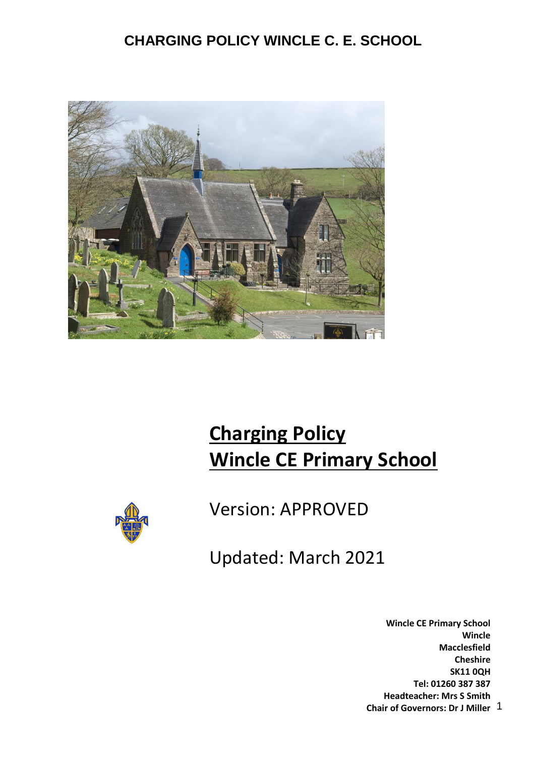# CHARGING POLICY WINCLE C. E. SCHOOL

# Charging Policy
# Wincle CE Primary School

Version: APPROVED

Updated: March 2021

**Wincle CE Primary School**
**Wincle**
**Macclesfield**
**Cheshire**
**SK11 0QH**
**Tel: 01260 387 387**
**Headteacher: Mrs S Smith**
**Chair of Governors: Dr J Miller**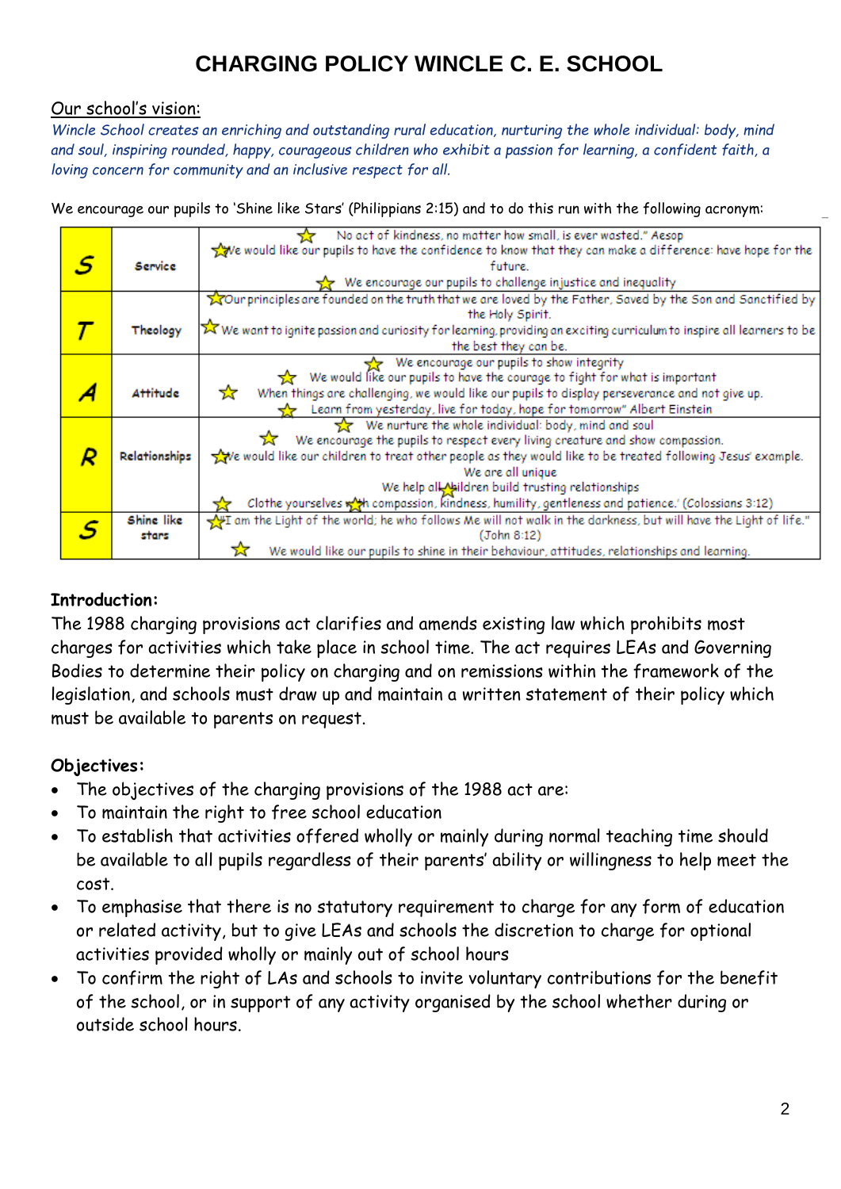# CHARGING POLICY WINCLE C. E. SCHOOL

<u>Our school's vision:</u>

*Wincle School creates an enriching and outstanding rural education, nurturing the whole individual: body, mind and soul, inspiring rounded, happy, courageous children who exhibit a passion for learning, a confident faith, a loving concern for community and an inclusive respect for all.*

We encourage our pupils to 'Shine like Stars' (Philippians 2:15) and to do this run with the following acronym:

| | | |
|---|---|---|
| **S** | **Service** | ☆ No act of kindness, no matter how small, is ever wasted." Aesop<br>☆ We would like our pupils to have the confidence to know that they can make a difference: have hope for the future.<br>☆ We encourage our pupils to challenge injustice and inequality |
| **T** | **Theology** | ☆ Our principles are founded on the truth that we are loved by the Father, Saved by the Son and Sanctified by the Holy Spirit.<br>☆ We want to ignite passion and curiosity for learning, providing an exciting curriculum to inspire all learners to be the best they can be. |
| **A** | **Attitude** | ☆ We encourage our pupils to show integrity<br>☆ We would like our pupils to have the courage to fight for what is important<br>☆ When things are challenging, we would like our pupils to display perseverance and not give up.<br>☆ Learn from yesterday, live for today, hope for tomorrow" Albert Einstein |
| **R** | **Relationships** | ☆ We nurture the whole individual: body, mind and soul<br>☆ We encourage the pupils to respect every living creature and show compassion.<br>☆ We would like our children to treat other people as they would like to be treated following Jesus' example.<br>We are all unique<br>We help all children build trusting relationships<br>☆ Clothe yourselves with compassion, kindness, humility, gentleness and patience.' (Colossians 3:12) |
| **S** | **Shine like stars** | ☆ "I am the Light of the world; he who follows Me will not walk in the darkness, but will have the Light of life." (John 8:12)<br>☆ We would like our pupils to shine in their behaviour, attitudes, relationships and learning. |

**Introduction:**

The 1988 charging provisions act clarifies and amends existing law which prohibits most charges for activities which take place in school time. The act requires LEAs and Governing Bodies to determine their policy on charging and on remissions within the framework of the legislation, and schools must draw up and maintain a written statement of their policy which must be available to parents on request.

**Objectives:**

- The objectives of the charging provisions of the 1988 act are:
- To maintain the right to free school education
- To establish that activities offered wholly or mainly during normal teaching time should be available to all pupils regardless of their parents' ability or willingness to help meet the cost.
- To emphasise that there is no statutory requirement to charge for any form of education or related activity, but to give LEAs and schools the discretion to charge for optional activities provided wholly or mainly out of school hours
- To confirm the right of LAs and schools to invite voluntary contributions for the benefit of the school, or in support of any activity organised by the school whether during or outside school hours.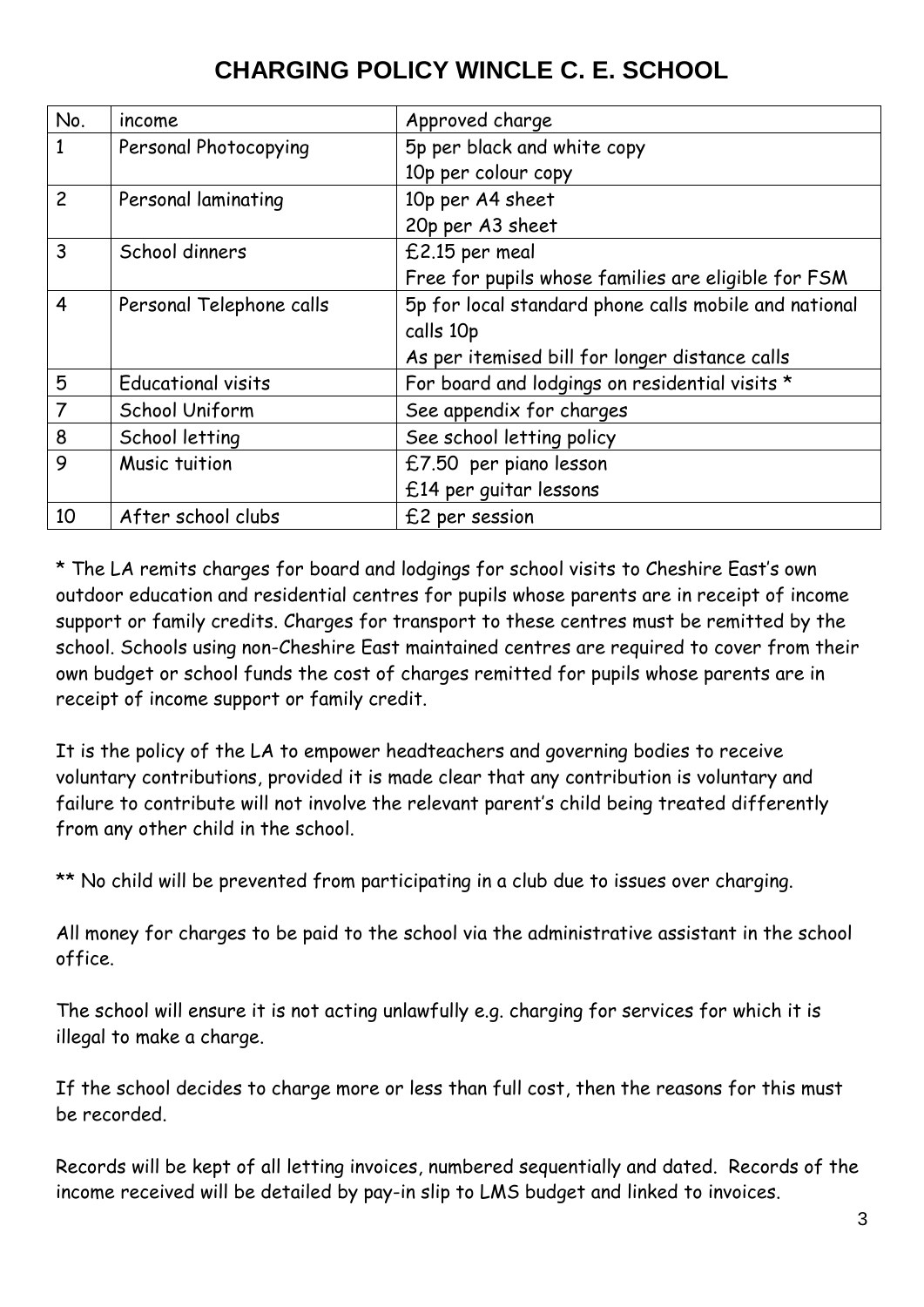# CHARGING POLICY WINCLE C. E. SCHOOL

| No. | income | Approved charge |
| --- | --- | --- |
| 1 | Personal Photocopying | 5p per black and white copy<br>10p per colour copy |
| 2 | Personal laminating | 10p per A4 sheet<br>20p per A3 sheet |
| 3 | School dinners | £2.15 per meal<br>Free for pupils whose families are eligible for FSM |
| 4 | Personal Telephone calls | 5p for local standard phone calls mobile and national calls 10p<br>As per itemised bill for longer distance calls |
| 5 | Educational visits | For board and lodgings on residential visits * |
| 7 | School Uniform | See appendix for charges |
| 8 | School letting | See school letting policy |
| 9 | Music tuition | £7.50 per piano lesson<br>£14 per guitar lessons |
| 10 | After school clubs | £2 per session |

* The LA remits charges for board and lodgings for school visits to Cheshire East's own outdoor education and residential centres for pupils whose parents are in receipt of income support or family credits. Charges for transport to these centres must be remitted by the school. Schools using non-Cheshire East maintained centres are required to cover from their own budget or school funds the cost of charges remitted for pupils whose parents are in receipt of income support or family credit.

It is the policy of the LA to empower headteachers and governing bodies to receive voluntary contributions, provided it is made clear that any contribution is voluntary and failure to contribute will not involve the relevant parent's child being treated differently from any other child in the school.

** No child will be prevented from participating in a club due to issues over charging.

All money for charges to be paid to the school via the administrative assistant in the school office.

The school will ensure it is not acting unlawfully e.g. charging for services for which it is illegal to make a charge.

If the school decides to charge more or less than full cost, then the reasons for this must be recorded.

Records will be kept of all letting invoices, numbered sequentially and dated. Records of the income received will be detailed by pay-in slip to LMS budget and linked to invoices.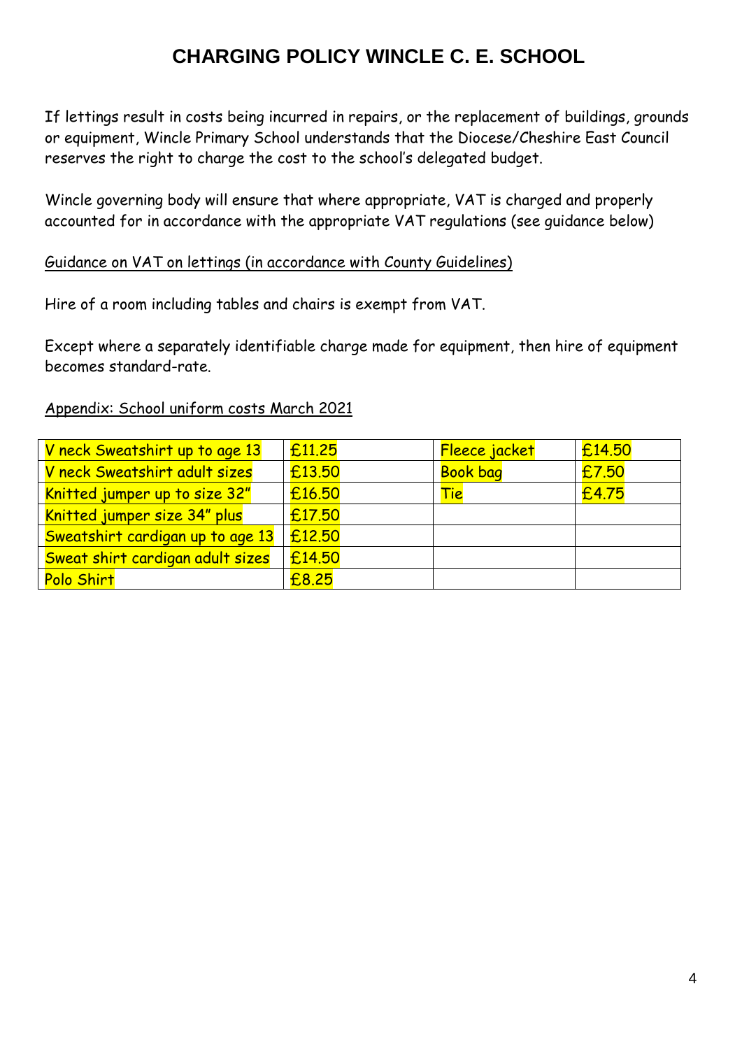# CHARGING POLICY WINCLE C. E. SCHOOL

If lettings result in costs being incurred in repairs, or the replacement of buildings, grounds or equipment, Wincle Primary School understands that the Diocese/Cheshire East Council reserves the right to charge the cost to the school's delegated budget.

Wincle governing body will ensure that where appropriate, VAT is charged and properly accounted for in accordance with the appropriate VAT regulations (see guidance below)

<u>Guidance on VAT on lettings (in accordance with County Guidelines)</u>

Hire of a room including tables and chairs is exempt from VAT.

Except where a separately identifiable charge made for equipment, then hire of equipment becomes standard-rate.

<u>Appendix: School uniform costs March 2021</u>

| | | | |
|---|---|---|---|
| V neck Sweatshirt up to age 13 | £11.25 | Fleece jacket | £14.50 |
| V neck Sweatshirt adult sizes | £13.50 | Book bag | £7.50 |
| Knitted jumper up to size 32" | £16.50 | Tie | £4.75 |
| Knitted jumper size 34" plus | £17.50 | | |
| Sweatshirt cardigan up to age 13 | £12.50 | | |
| Sweat shirt cardigan adult sizes | £14.50 | | |
| Polo Shirt | £8.25 | | |